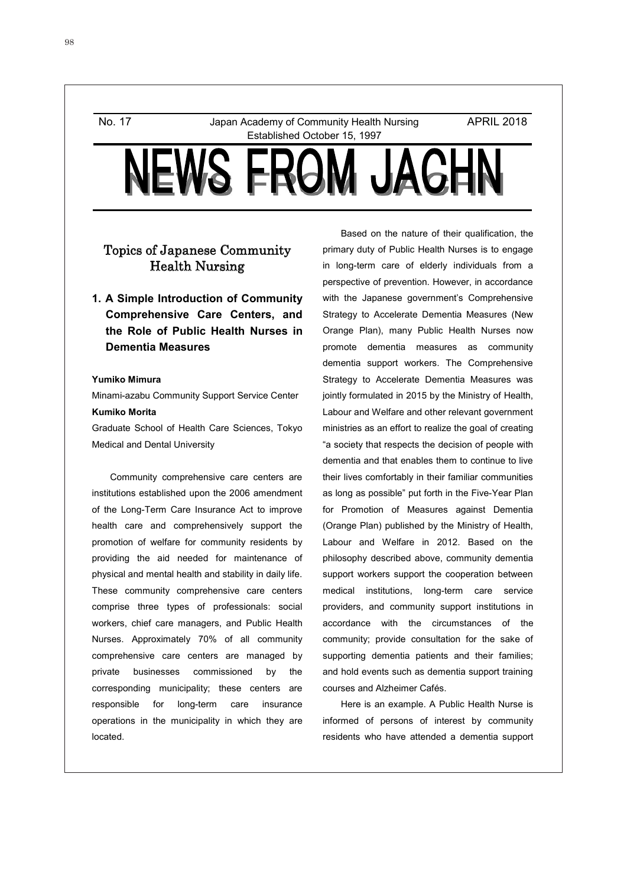No. 17 Japan Academy of Community Health Nursing APRIL 2018
Established October 15, 1997

# NEWS FROM JACHN

## Topics of Japanese Community Health Nursing

### 1. A Simple Introduction of Community Comprehensive Care Centers, and the Role of Public Health Nurses in Dementia Measures

**Yumiko Mimura**
Minami-azabu Community Support Service Center
**Kumiko Morita**
Graduate School of Health Care Sciences, Tokyo Medical and Dental University

Community comprehensive care centers are institutions established upon the 2006 amendment of the Long-Term Care Insurance Act to improve health care and comprehensively support the promotion of welfare for community residents by providing the aid needed for maintenance of physical and mental health and stability in daily life. These community comprehensive care centers comprise three types of professionals: social workers, chief care managers, and Public Health Nurses. Approximately 70% of all community comprehensive care centers are managed by private businesses commissioned by the corresponding municipality; these centers are responsible for long-term care insurance operations in the municipality in which they are located.

Based on the nature of their qualification, the primary duty of Public Health Nurses is to engage in long-term care of elderly individuals from a perspective of prevention. However, in accordance with the Japanese government's Comprehensive Strategy to Accelerate Dementia Measures (New Orange Plan), many Public Health Nurses now promote dementia measures as community dementia support workers. The Comprehensive Strategy to Accelerate Dementia Measures was jointly formulated in 2015 by the Ministry of Health, Labour and Welfare and other relevant government ministries as an effort to realize the goal of creating "a society that respects the decision of people with dementia and that enables them to continue to live their lives comfortably in their familiar communities as long as possible" put forth in the Five-Year Plan for Promotion of Measures against Dementia (Orange Plan) published by the Ministry of Health, Labour and Welfare in 2012. Based on the philosophy described above, community dementia support workers support the cooperation between medical institutions, long-term care service providers, and community support institutions in accordance with the circumstances of the community; provide consultation for the sake of supporting dementia patients and their families; and hold events such as dementia support training courses and Alzheimer Cafés.

Here is an example. A Public Health Nurse is informed of persons of interest by community residents who have attended a dementia support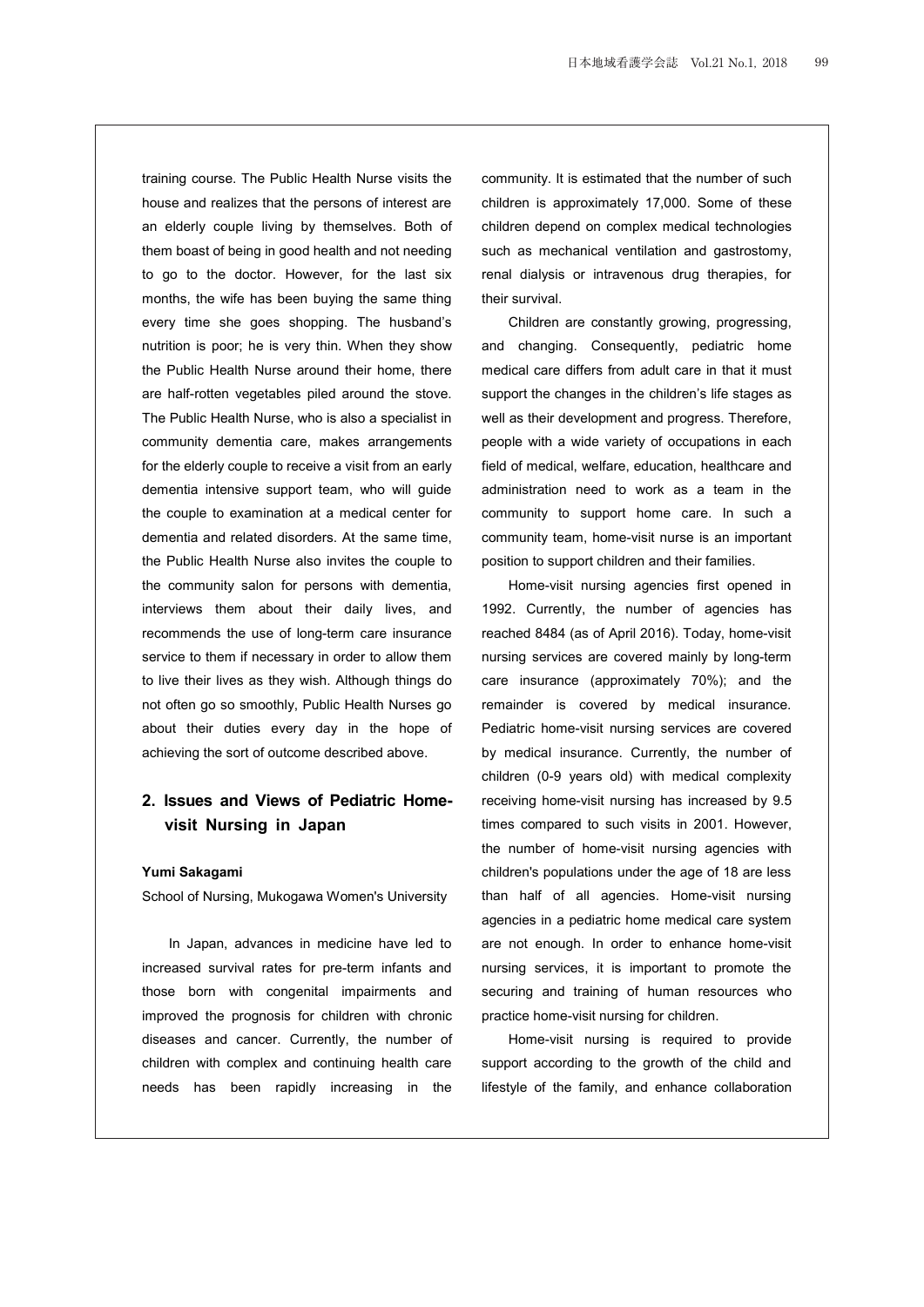training course. The Public Health Nurse visits the house and realizes that the persons of interest are an elderly couple living by themselves. Both of them boast of being in good health and not needing to go to the doctor. However, for the last six months, the wife has been buying the same thing every time she goes shopping. The husband's nutrition is poor; he is very thin. When they show the Public Health Nurse around their home, there are half-rotten vegetables piled around the stove. The Public Health Nurse, who is also a specialist in community dementia care, makes arrangements for the elderly couple to receive a visit from an early dementia intensive support team, who will guide the couple to examination at a medical center for dementia and related disorders. At the same time, the Public Health Nurse also invites the couple to the community salon for persons with dementia, interviews them about their daily lives, and recommends the use of long-term care insurance service to them if necessary in order to allow them to live their lives as they wish. Although things do not often go so smoothly, Public Health Nurses go about their duties every day in the hope of achieving the sort of outcome described above.

## 2. Issues and Views of Pediatric Home-visit Nursing in Japan

**Yumi Sakagami**

School of Nursing, Mukogawa Women's University

In Japan, advances in medicine have led to increased survival rates for pre-term infants and those born with congenital impairments and improved the prognosis for children with chronic diseases and cancer. Currently, the number of children with complex and continuing health care needs has been rapidly increasing in the community. It is estimated that the number of such children is approximately 17,000. Some of these children depend on complex medical technologies such as mechanical ventilation and gastrostomy, renal dialysis or intravenous drug therapies, for their survival.

Children are constantly growing, progressing, and changing. Consequently, pediatric home medical care differs from adult care in that it must support the changes in the children's life stages as well as their development and progress. Therefore, people with a wide variety of occupations in each field of medical, welfare, education, healthcare and administration need to work as a team in the community to support home care. In such a community team, home-visit nurse is an important position to support children and their families.

Home-visit nursing agencies first opened in 1992. Currently, the number of agencies has reached 8484 (as of April 2016). Today, home-visit nursing services are covered mainly by long-term care insurance (approximately 70%); and the remainder is covered by medical insurance. Pediatric home-visit nursing services are covered by medical insurance. Currently, the number of children (0-9 years old) with medical complexity receiving home-visit nursing has increased by 9.5 times compared to such visits in 2001. However, the number of home-visit nursing agencies with children's populations under the age of 18 are less than half of all agencies. Home-visit nursing agencies in a pediatric home medical care system are not enough. In order to enhance home-visit nursing services, it is important to promote the securing and training of human resources who practice home-visit nursing for children.

Home-visit nursing is required to provide support according to the growth of the child and lifestyle of the family, and enhance collaboration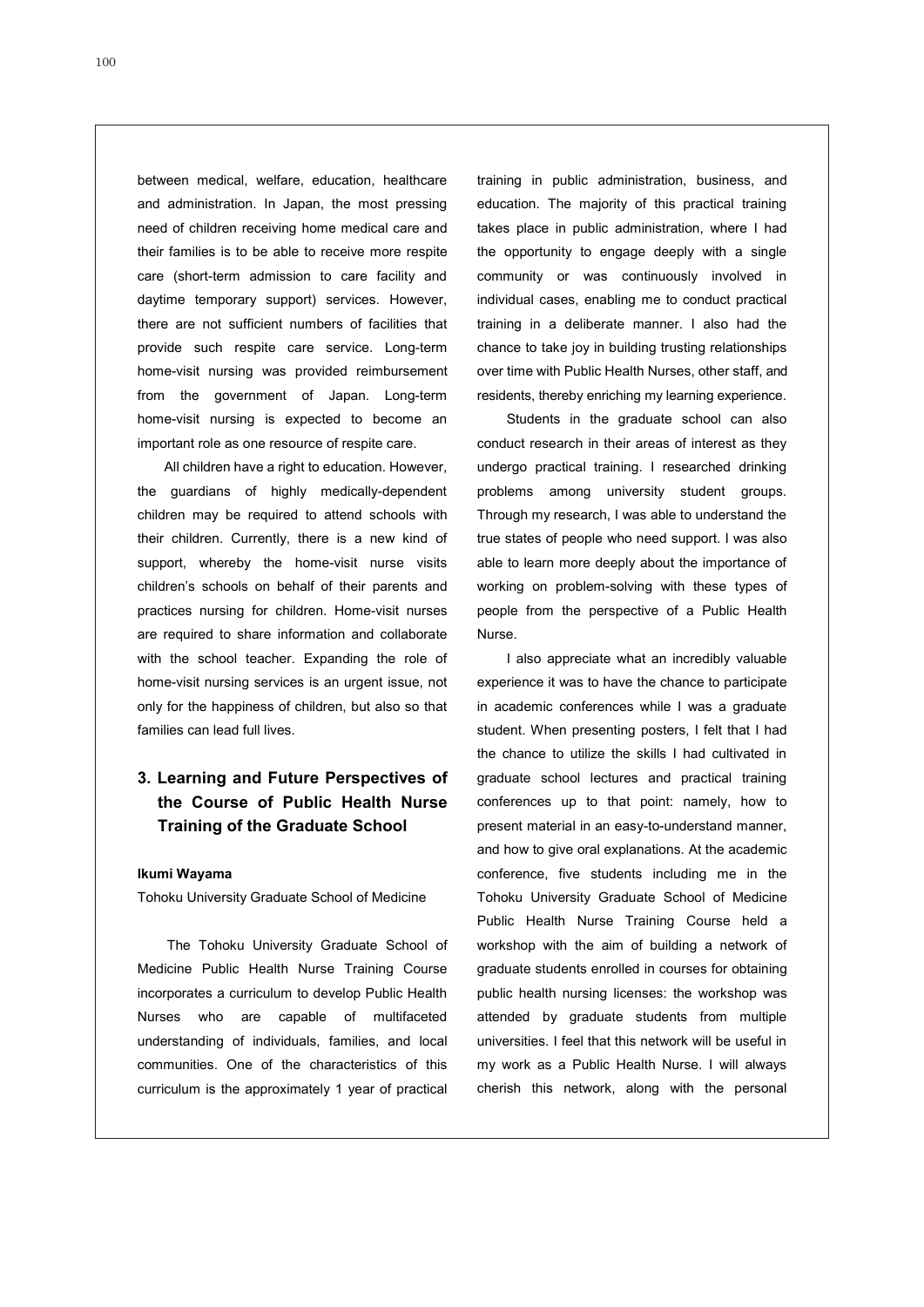between medical, welfare, education, healthcare and administration. In Japan, the most pressing need of children receiving home medical care and their families is to be able to receive more respite care (short-term admission to care facility and daytime temporary support) services. However, there are not sufficient numbers of facilities that provide such respite care service. Long-term home-visit nursing was provided reimbursement from the government of Japan. Long-term home-visit nursing is expected to become an important role as one resource of respite care.

All children have a right to education. However, the guardians of highly medically-dependent children may be required to attend schools with their children. Currently, there is a new kind of support, whereby the home-visit nurse visits children's schools on behalf of their parents and practices nursing for children. Home-visit nurses are required to share information and collaborate with the school teacher. Expanding the role of home-visit nursing services is an urgent issue, not only for the happiness of children, but also so that families can lead full lives.

## 3. Learning and Future Perspectives of the Course of Public Health Nurse Training of the Graduate School

**Ikumi Wayama**

Tohoku University Graduate School of Medicine

The Tohoku University Graduate School of Medicine Public Health Nurse Training Course incorporates a curriculum to develop Public Health Nurses who are capable of multifaceted understanding of individuals, families, and local communities. One of the characteristics of this curriculum is the approximately 1 year of practical training in public administration, business, and education. The majority of this practical training takes place in public administration, where I had the opportunity to engage deeply with a single community or was continuously involved in individual cases, enabling me to conduct practical training in a deliberate manner. I also had the chance to take joy in building trusting relationships over time with Public Health Nurses, other staff, and residents, thereby enriching my learning experience.

Students in the graduate school can also conduct research in their areas of interest as they undergo practical training. I researched drinking problems among university student groups. Through my research, I was able to understand the true states of people who need support. I was also able to learn more deeply about the importance of working on problem-solving with these types of people from the perspective of a Public Health Nurse.

I also appreciate what an incredibly valuable experience it was to have the chance to participate in academic conferences while I was a graduate student. When presenting posters, I felt that I had the chance to utilize the skills I had cultivated in graduate school lectures and practical training conferences up to that point: namely, how to present material in an easy-to-understand manner, and how to give oral explanations. At the academic conference, five students including me in the Tohoku University Graduate School of Medicine Public Health Nurse Training Course held a workshop with the aim of building a network of graduate students enrolled in courses for obtaining public health nursing licenses: the workshop was attended by graduate students from multiple universities. I feel that this network will be useful in my work as a Public Health Nurse. I will always cherish this network, along with the personal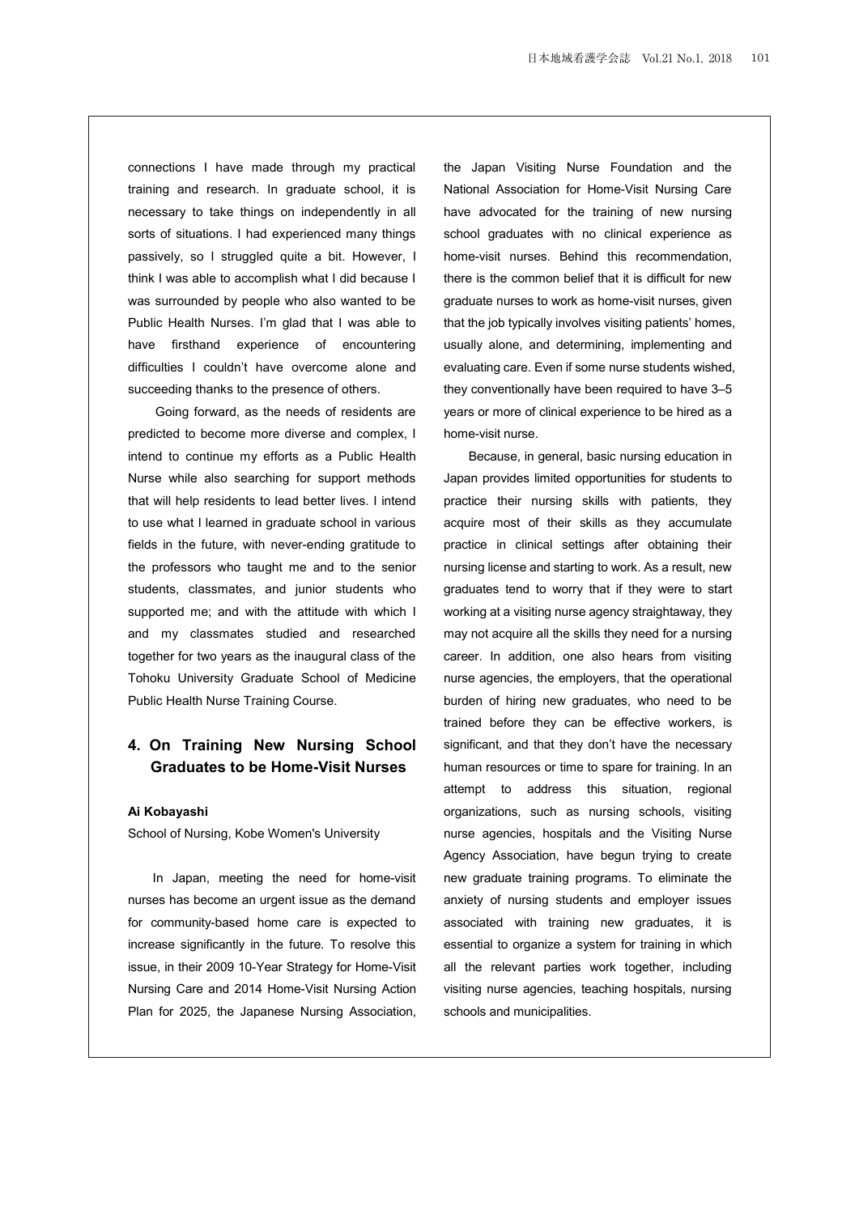connections I have made through my practical training and research. In graduate school, it is necessary to take things on independently in all sorts of situations. I had experienced many things passively, so I struggled quite a bit. However, I think I was able to accomplish what I did because I was surrounded by people who also wanted to be Public Health Nurses. I'm glad that I was able to have firsthand experience of encountering difficulties I couldn't have overcome alone and succeeding thanks to the presence of others.

Going forward, as the needs of residents are predicted to become more diverse and complex, I intend to continue my efforts as a Public Health Nurse while also searching for support methods that will help residents to lead better lives. I intend to use what I learned in graduate school in various fields in the future, with never-ending gratitude to the professors who taught me and to the senior students, classmates, and junior students who supported me; and with the attitude with which I and my classmates studied and researched together for two years as the inaugural class of the Tohoku University Graduate School of Medicine Public Health Nurse Training Course.

## 4. On Training New Nursing School Graduates to be Home-Visit Nurses

**Ai Kobayashi**

School of Nursing, Kobe Women's University

In Japan, meeting the need for home-visit nurses has become an urgent issue as the demand for community-based home care is expected to increase significantly in the future. To resolve this issue, in their 2009 10-Year Strategy for Home-Visit Nursing Care and 2014 Home-Visit Nursing Action Plan for 2025, the Japanese Nursing Association, the Japan Visiting Nurse Foundation and the National Association for Home-Visit Nursing Care have advocated for the training of new nursing school graduates with no clinical experience as home-visit nurses. Behind this recommendation, there is the common belief that it is difficult for new graduate nurses to work as home-visit nurses, given that the job typically involves visiting patients' homes, usually alone, and determining, implementing and evaluating care. Even if some nurse students wished, they conventionally have been required to have 3–5 years or more of clinical experience to be hired as a home-visit nurse.

Because, in general, basic nursing education in Japan provides limited opportunities for students to practice their nursing skills with patients, they acquire most of their skills as they accumulate practice in clinical settings after obtaining their nursing license and starting to work. As a result, new graduates tend to worry that if they were to start working at a visiting nurse agency straightaway, they may not acquire all the skills they need for a nursing career. In addition, one also hears from visiting nurse agencies, the employers, that the operational burden of hiring new graduates, who need to be trained before they can be effective workers, is significant, and that they don't have the necessary human resources or time to spare for training. In an attempt to address this situation, regional organizations, such as nursing schools, visiting nurse agencies, hospitals and the Visiting Nurse Agency Association, have begun trying to create new graduate training programs. To eliminate the anxiety of nursing students and employer issues associated with training new graduates, it is essential to organize a system for training in which all the relevant parties work together, including visiting nurse agencies, teaching hospitals, nursing schools and municipalities.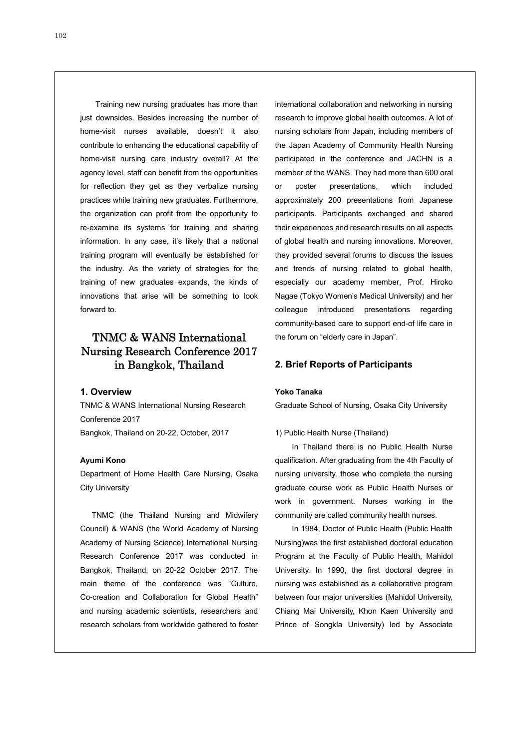Training new nursing graduates has more than just downsides. Besides increasing the number of home-visit nurses available, doesn't it also contribute to enhancing the educational capability of home-visit nursing care industry overall? At the agency level, staff can benefit from the opportunities for reflection they get as they verbalize nursing practices while training new graduates. Furthermore, the organization can profit from the opportunity to re-examine its systems for training and sharing information. In any case, it's likely that a national training program will eventually be established for the industry. As the variety of strategies for the training of new graduates expands, the kinds of innovations that arise will be something to look forward to.

# TNMC & WANS International Nursing Research Conference 2017 in Bangkok, Thailand

## 1. Overview

TNMC & WANS International Nursing Research Conference 2017
Bangkok, Thailand on 20-22, October, 2017

**Ayumi Kono**

Department of Home Health Care Nursing, Osaka City University

TNMC (the Thailand Nursing and Midwifery Council) & WANS (the World Academy of Nursing Academy of Nursing Science) International Nursing Research Conference 2017 was conducted in Bangkok, Thailand, on 20-22 October 2017. The main theme of the conference was "Culture, Co-creation and Collaboration for Global Health" and nursing academic scientists, researchers and research scholars from worldwide gathered to foster international collaboration and networking in nursing research to improve global health outcomes. A lot of nursing scholars from Japan, including members of the Japan Academy of Community Health Nursing participated in the conference and JACHN is a member of the WANS. They had more than 600 oral or poster presentations, which included approximately 200 presentations from Japanese participants. Participants exchanged and shared their experiences and research results on all aspects of global health and nursing innovations. Moreover, they provided several forums to discuss the issues and trends of nursing related to global health, especially our academy member, Prof. Hiroko Nagae (Tokyo Women's Medical University) and her colleague introduced presentations regarding community-based care to support end-of life care in the forum on "elderly care in Japan".

## 2. Brief Reports of Participants

**Yoko Tanaka**

Graduate School of Nursing, Osaka City University

1) Public Health Nurse (Thailand)

In Thailand there is no Public Health Nurse qualification. After graduating from the 4th Faculty of nursing university, those who complete the nursing graduate course work as Public Health Nurses or work in government. Nurses working in the community are called community health nurses.

In 1984, Doctor of Public Health (Public Health Nursing)was the first established doctoral education Program at the Faculty of Public Health, Mahidol University. In 1990, the first doctoral degree in nursing was established as a collaborative program between four major universities (Mahidol University, Chiang Mai University, Khon Kaen University and Prince of Songkla University) led by Associate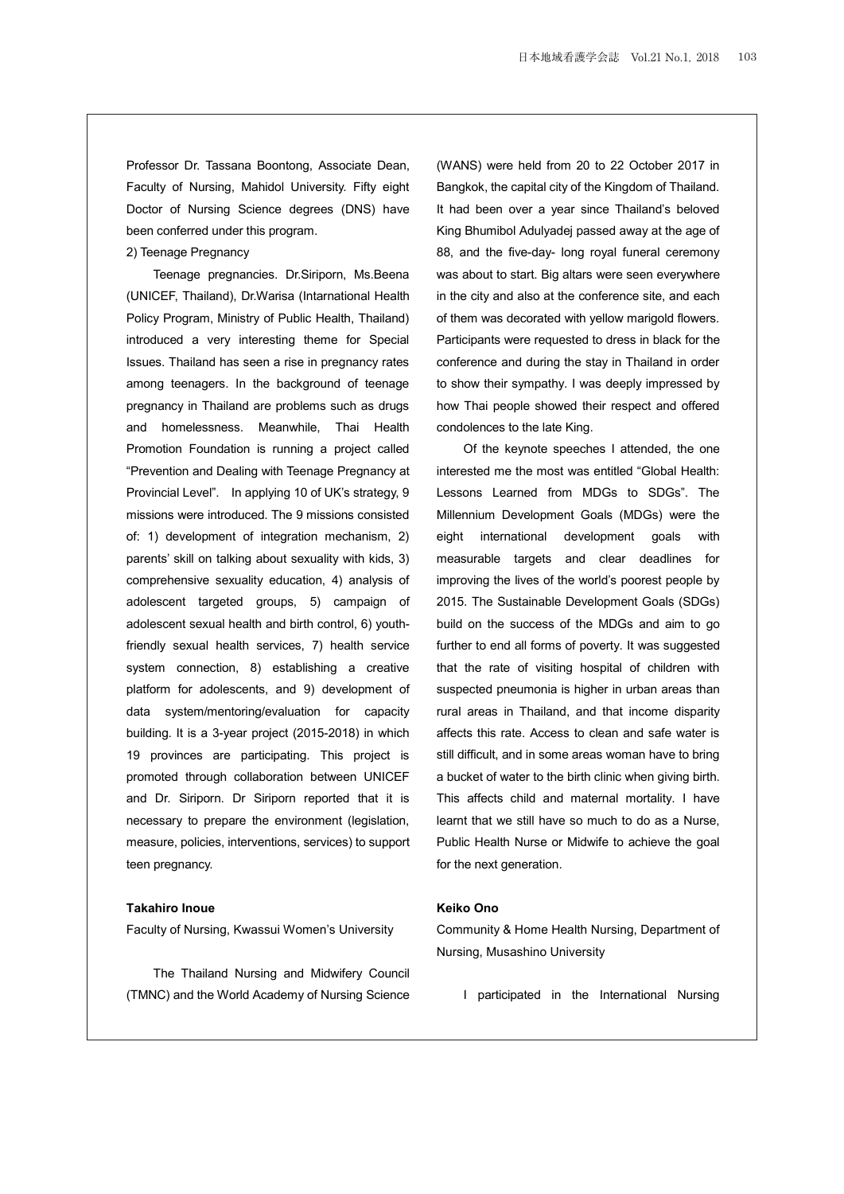Professor Dr. Tassana Boontong, Associate Dean, Faculty of Nursing, Mahidol University. Fifty eight Doctor of Nursing Science degrees (DNS) have been conferred under this program.

2) Teenage Pregnancy

Teenage pregnancies. Dr.Siriporn, Ms.Beena (UNICEF, Thailand), Dr.Warisa (Intarnational Health Policy Program, Ministry of Public Health, Thailand) introduced a very interesting theme for Special Issues. Thailand has seen a rise in pregnancy rates among teenagers. In the background of teenage pregnancy in Thailand are problems such as drugs and homelessness. Meanwhile, Thai Health Promotion Foundation is running a project called "Prevention and Dealing with Teenage Pregnancy at Provincial Level". In applying 10 of UK's strategy, 9 missions were introduced. The 9 missions consisted of: 1) development of integration mechanism, 2) parents' skill on talking about sexuality with kids, 3) comprehensive sexuality education, 4) analysis of adolescent targeted groups, 5) campaign of adolescent sexual health and birth control, 6) youth-friendly sexual health services, 7) health service system connection, 8) establishing a creative platform for adolescents, and 9) development of data system/mentoring/evaluation for capacity building. It is a 3-year project (2015-2018) in which 19 provinces are participating. This project is promoted through collaboration between UNICEF and Dr. Siriporn. Dr Siriporn reported that it is necessary to prepare the environment (legislation, measure, policies, interventions, services) to support teen pregnancy.

**Takahiro Inoue**

Faculty of Nursing, Kwassui Women's University

The Thailand Nursing and Midwifery Council (TMNC) and the World Academy of Nursing Science (WANS) were held from 20 to 22 October 2017 in Bangkok, the capital city of the Kingdom of Thailand. It had been over a year since Thailand's beloved King Bhumibol Adulyadej passed away at the age of 88, and the five-day- long royal funeral ceremony was about to start. Big altars were seen everywhere in the city and also at the conference site, and each of them was decorated with yellow marigold flowers. Participants were requested to dress in black for the conference and during the stay in Thailand in order to show their sympathy. I was deeply impressed by how Thai people showed their respect and offered condolences to the late King.

Of the keynote speeches I attended, the one interested me the most was entitled "Global Health: Lessons Learned from MDGs to SDGs". The Millennium Development Goals (MDGs) were the eight international development goals with measurable targets and clear deadlines for improving the lives of the world's poorest people by 2015. The Sustainable Development Goals (SDGs) build on the success of the MDGs and aim to go further to end all forms of poverty. It was suggested that the rate of visiting hospital of children with suspected pneumonia is higher in urban areas than rural areas in Thailand, and that income disparity affects this rate. Access to clean and safe water is still difficult, and in some areas woman have to bring a bucket of water to the birth clinic when giving birth. This affects child and maternal mortality. I have learnt that we still have so much to do as a Nurse, Public Health Nurse or Midwife to achieve the goal for the next generation.

**Keiko Ono**

Community & Home Health Nursing, Department of Nursing, Musashino University

I participated in the International Nursing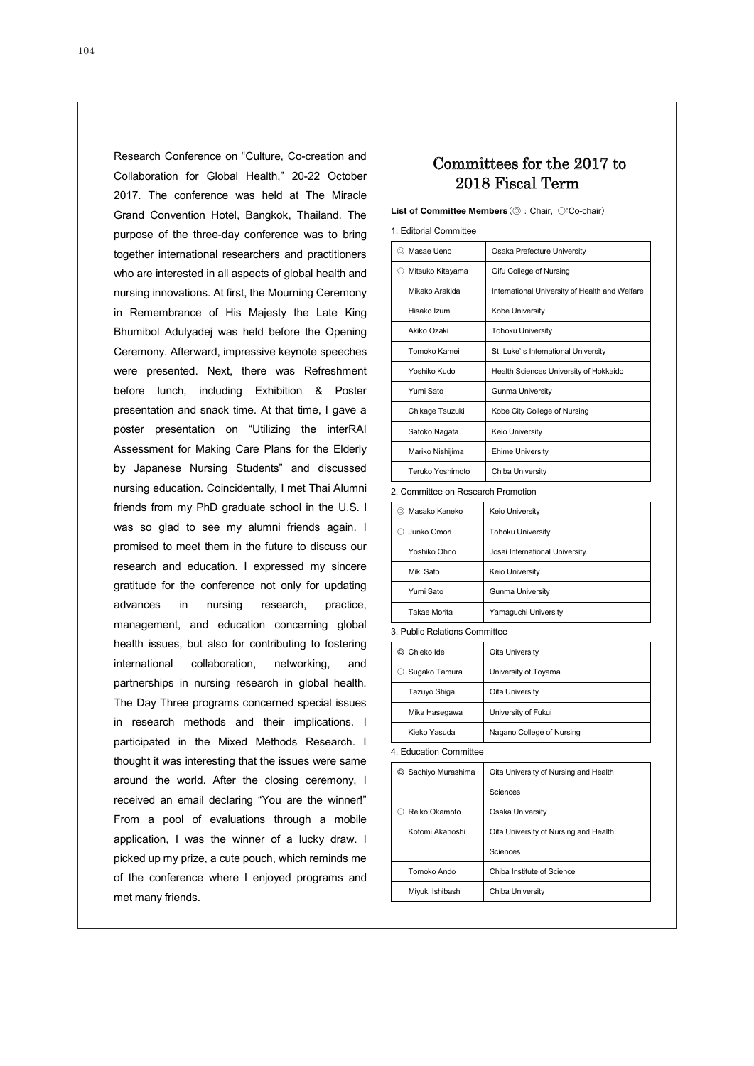Research Conference on "Culture, Co-creation and Collaboration for Global Health," 20-22 October 2017. The conference was held at The Miracle Grand Convention Hotel, Bangkok, Thailand. The purpose of the three-day conference was to bring together international researchers and practitioners who are interested in all aspects of global health and nursing innovations. At first, the Mourning Ceremony in Remembrance of His Majesty the Late King Bhumibol Adulyadej was held before the Opening Ceremony. Afterward, impressive keynote speeches were presented. Next, there was Refreshment before lunch, including Exhibition & Poster presentation and snack time. At that time, I gave a poster presentation on "Utilizing the interRAI Assessment for Making Care Plans for the Elderly by Japanese Nursing Students" and discussed nursing education. Coincidentally, I met Thai Alumni friends from my PhD graduate school in the U.S. I was so glad to see my alumni friends again. I promised to meet them in the future to discuss our research and education. I expressed my sincere gratitude for the conference not only for updating advances in nursing research, practice, management, and education concerning global health issues, but also for contributing to fostering international collaboration, networking, and partnerships in nursing research in global health. The Day Three programs concerned special issues in research methods and their implications. I participated in the Mixed Methods Research. I thought it was interesting that the issues were same around the world. After the closing ceremony, I received an email declaring "You are the winner!" From a pool of evaluations through a mobile application, I was the winner of a lucky draw. I picked up my prize, a cute pouch, which reminds me of the conference where I enjoyed programs and met many friends.

# Committees for the 2017 to 2018 Fiscal Term

**List of Committee Members**（◎：Chair, ○:Co-chair）

1. Editorial Committee

| Name | Affiliation |
|---|---|
| ◎ Masae Ueno | Osaka Prefecture University |
| ○ Mitsuko Kitayama | Gifu College of Nursing |
| Mikako Arakida | International University of Health and Welfare |
| Hisako Izumi | Kobe University |
| Akiko Ozaki | Tohoku University |
| Tomoko Kamei | St. Luke' s International University |
| Yoshiko Kudo | Health Sciences University of Hokkaido |
| Yumi Sato | Gunma University |
| Chikage Tsuzuki | Kobe City College of Nursing |
| Satoko Nagata | Keio University |
| Mariko Nishijima | Ehime University |
| Teruko Yoshimoto | Chiba University |

2. Committee on Research Promotion

| Name | Affiliation |
|---|---|
| ◎ Masako Kaneko | Keio University |
| ○ Junko Omori | Tohoku University |
| Yoshiko Ohno | Josai International University. |
| Miki Sato | Keio University |
| Yumi Sato | Gunma University |
| Takae Morita | Yamaguchi University |

3. Public Relations Committee

| Name | Affiliation |
|---|---|
| ◎ Chieko Ide | Oita University |
| ○ Sugako Tamura | University of Toyama |
| Tazuyo Shiga | Oita University |
| Mika Hasegawa | University of Fukui |
| Kieko Yasuda | Nagano College of Nursing |

4. Education Committee

| Name | Affiliation |
|---|---|
| ◎ Sachiyo Murashima | Oita University of Nursing and Health Sciences |
| ○ Reiko Okamoto | Osaka University |
| Kotomi Akahoshi | Oita University of Nursing and Health Sciences |
| Tomoko Ando | Chiba Institute of Science |
| Miyuki Ishibashi | Chiba University |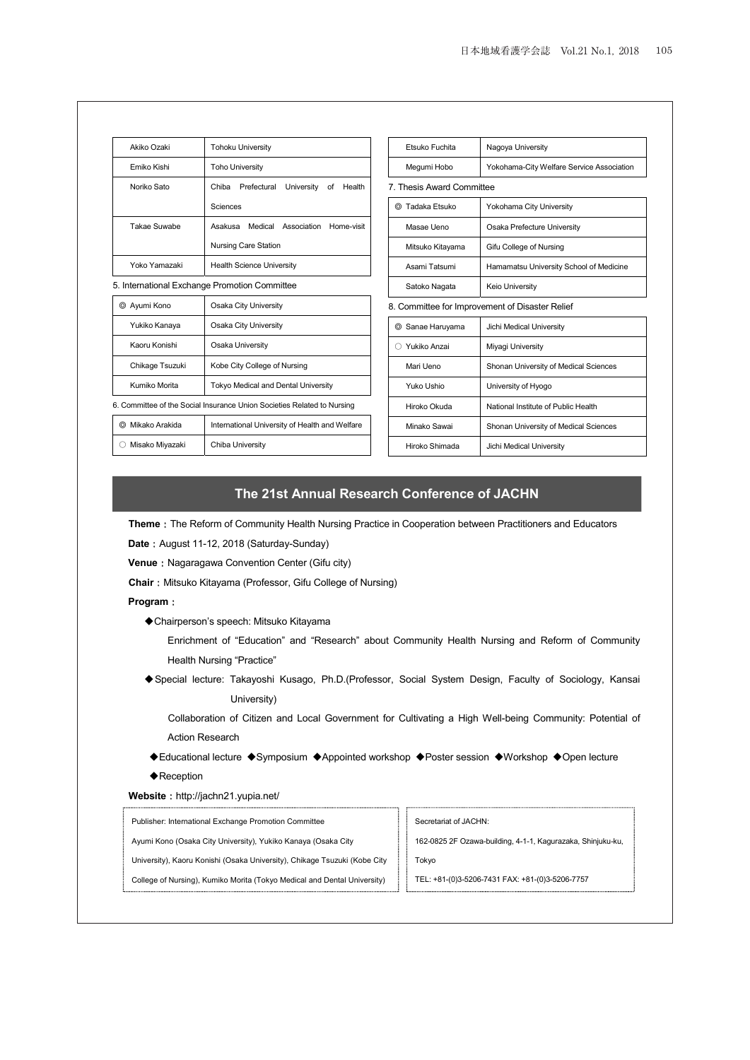| | |
|---|---|
| Akiko Ozaki | Tohoku University |
| Emiko Kishi | Toho University |
| Noriko Sato | Chiba Prefectural University of Health Sciences |
| Takae Suwabe | Asakusa Medical Association Home-visit Nursing Care Station |
| Yoko Yamazaki | Health Science University |

5. International Exchange Promotion Committee

| | |
|---|---|
| ◎ Ayumi Kono | Osaka City University |
| Yukiko Kanaya | Osaka City University |
| Kaoru Konishi | Osaka University |
| Chikage Tsuzuki | Kobe City College of Nursing |
| Kumiko Morita | Tokyo Medical and Dental University |

6. Committee of the Social Insurance Union Societies Related to Nursing

| | |
|---|---|
| ◎ Mikako Arakida | International University of Health and Welfare |
| ○ Misako Miyazaki | Chiba University |
| Etsuko Fuchita | Nagoya University |
| Megumi Hobo | Yokohama-City Welfare Service Association |

7. Thesis Award Committee

| | |
|---|---|
| ◎ Tadaka Etsuko | Yokohama City University |
| Masae Ueno | Osaka Prefecture University |
| Mitsuko Kitayama | Gifu College of Nursing |
| Asami Tatsumi | Hamamatsu University School of Medicine |
| Satoko Nagata | Keio University |

8. Committee for Improvement of Disaster Relief

| | |
|---|---|
| ◎ Sanae Haruyama | Jichi Medical University |
| ○ Yukiko Anzai | Miyagi University |
| Mari Ueno | Shonan University of Medical Sciences |
| Yuko Ushio | University of Hyogo |
| Hiroko Okuda | National Institute of Public Health |
| Minako Sawai | Shonan University of Medical Sciences |
| Hiroko Shimada | Jichi Medical University |

## The 21st Annual Research Conference of JACHN

**Theme**：The Reform of Community Health Nursing Practice in Cooperation between Practitioners and Educators

**Date**：August 11-12, 2018 (Saturday-Sunday)

**Venue**：Nagaragawa Convention Center (Gifu city)

**Chair**：Mitsuko Kitayama (Professor, Gifu College of Nursing)

**Program**：

◆Chairperson's speech: Mitsuko Kitayama

Enrichment of "Education" and "Research" about Community Health Nursing and Reform of Community Health Nursing "Practice"

◆Special lecture: Takayoshi Kusago, Ph.D.(Professor, Social System Design, Faculty of Sociology, Kansai University)

Collaboration of Citizen and Local Government for Cultivating a High Well-being Community: Potential of Action Research

◆Educational lecture ◆Symposium ◆Appointed workshop ◆Poster session ◆Workshop ◆Open lecture ◆Reception

**Website**：http://jachn21.yupia.net/

Publisher: International Exchange Promotion Committee
Ayumi Kono (Osaka City University), Yukiko Kanaya (Osaka City University), Kaoru Konishi (Osaka University), Chikage Tsuzuki (Kobe City College of Nursing), Kumiko Morita (Tokyo Medical and Dental University)

Secretariat of JACHN:
162-0825 2F Ozawa-building, 4-1-1, Kagurazaka, Shinjuku-ku, Tokyo
TEL: +81-(0)3-5206-7431 FAX: +81-(0)3-5206-7757